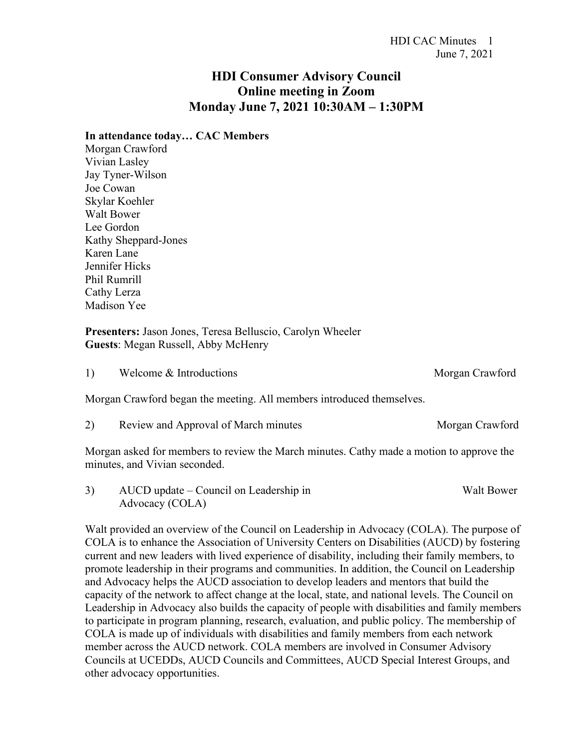# HDI Consumer Advisory Council
# Online meeting in Zoom
# Monday June 7, 2021 10:30AM – 1:30PM

**In attendance today… CAC Members**

Morgan Crawford
Vivian Lasley
Jay Tyner-Wilson
Joe Cowan
Skylar Koehler
Walt Bower
Lee Gordon
Kathy Sheppard-Jones
Karen Lane
Jennifer Hicks
Phil Rumrill
Cathy Lerza
Madison Yee

**Presenters:** Jason Jones, Teresa Belluscio, Carolyn Wheeler
**Guests**: Megan Russell, Abby McHenry

1) Welcome & Introductions — Morgan Crawford

Morgan Crawford began the meeting. All members introduced themselves.

2) Review and Approval of March minutes — Morgan Crawford

Morgan asked for members to review the March minutes. Cathy made a motion to approve the minutes, and Vivian seconded.

3) AUCD update – Council on Leadership in Advocacy (COLA) — Walt Bower

Walt provided an overview of the Council on Leadership in Advocacy (COLA). The purpose of COLA is to enhance the Association of University Centers on Disabilities (AUCD) by fostering current and new leaders with lived experience of disability, including their family members, to promote leadership in their programs and communities. In addition, the Council on Leadership and Advocacy helps the AUCD association to develop leaders and mentors that build the capacity of the network to affect change at the local, state, and national levels. The Council on Leadership in Advocacy also builds the capacity of people with disabilities and family members to participate in program planning, research, evaluation, and public policy. The membership of COLA is made up of individuals with disabilities and family members from each network member across the AUCD network. COLA members are involved in Consumer Advisory Councils at UCEDDs, AUCD Councils and Committees, AUCD Special Interest Groups, and other advocacy opportunities.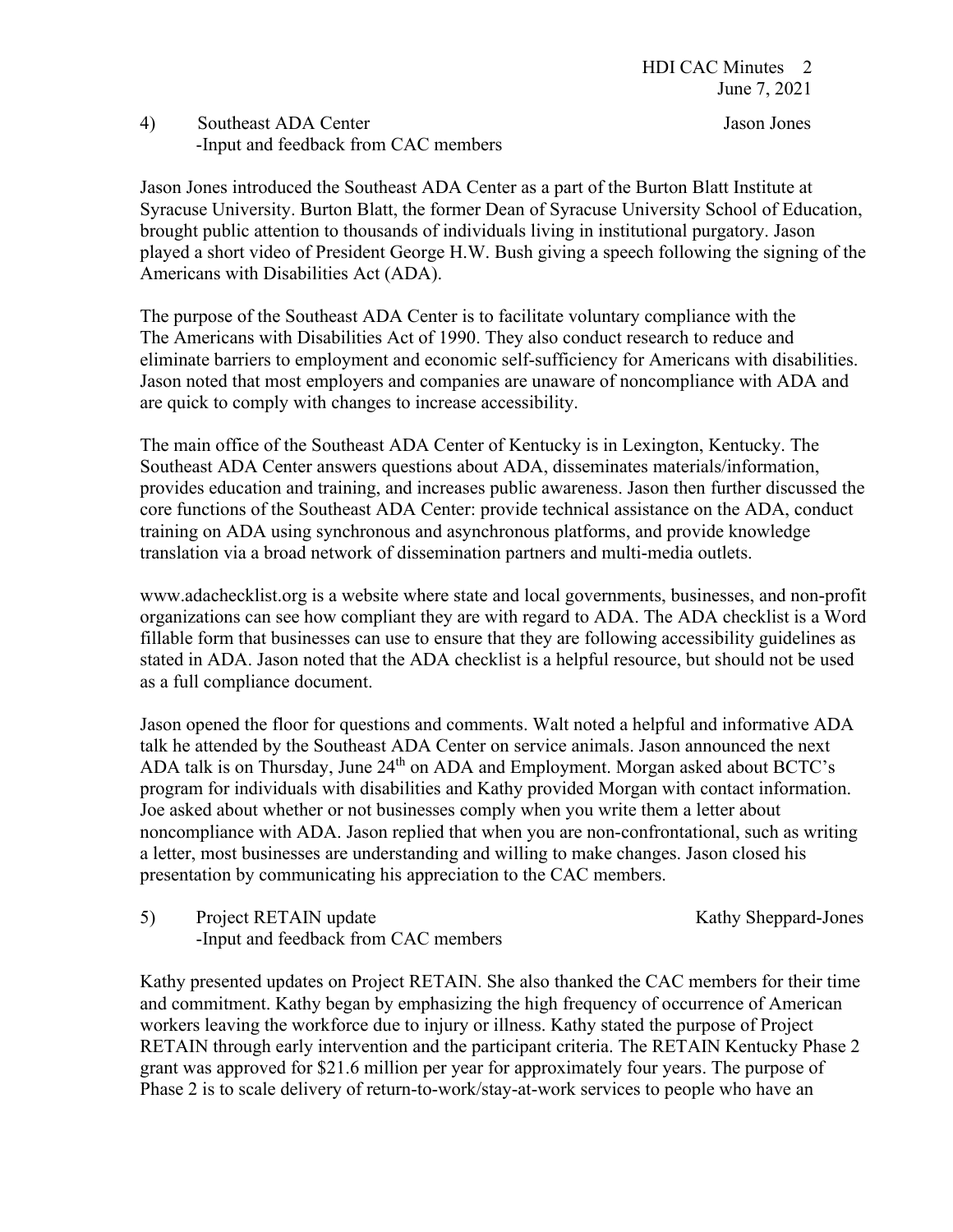4) Southeast ADA Center — Jason Jones
-Input and feedback from CAC members

Jason Jones introduced the Southeast ADA Center as a part of the Burton Blatt Institute at Syracuse University. Burton Blatt, the former Dean of Syracuse University School of Education, brought public attention to thousands of individuals living in institutional purgatory. Jason played a short video of President George H.W. Bush giving a speech following the signing of the Americans with Disabilities Act (ADA).

The purpose of the Southeast ADA Center is to facilitate voluntary compliance with the The Americans with Disabilities Act of 1990. They also conduct research to reduce and eliminate barriers to employment and economic self-sufficiency for Americans with disabilities. Jason noted that most employers and companies are unaware of noncompliance with ADA and are quick to comply with changes to increase accessibility.

The main office of the Southeast ADA Center of Kentucky is in Lexington, Kentucky. The Southeast ADA Center answers questions about ADA, disseminates materials/information, provides education and training, and increases public awareness. Jason then further discussed the core functions of the Southeast ADA Center: provide technical assistance on the ADA, conduct training on ADA using synchronous and asynchronous platforms, and provide knowledge translation via a broad network of dissemination partners and multi-media outlets.

www.adachecklist.org is a website where state and local governments, businesses, and non-profit organizations can see how compliant they are with regard to ADA. The ADA checklist is a Word fillable form that businesses can use to ensure that they are following accessibility guidelines as stated in ADA. Jason noted that the ADA checklist is a helpful resource, but should not be used as a full compliance document.

Jason opened the floor for questions and comments. Walt noted a helpful and informative ADA talk he attended by the Southeast ADA Center on service animals. Jason announced the next ADA talk is on Thursday, June 24th on ADA and Employment. Morgan asked about BCTC's program for individuals with disabilities and Kathy provided Morgan with contact information. Joe asked about whether or not businesses comply when you write them a letter about noncompliance with ADA. Jason replied that when you are non-confrontational, such as writing a letter, most businesses are understanding and willing to make changes. Jason closed his presentation by communicating his appreciation to the CAC members.

5) Project RETAIN update — Kathy Sheppard-Jones
-Input and feedback from CAC members

Kathy presented updates on Project RETAIN. She also thanked the CAC members for their time and commitment. Kathy began by emphasizing the high frequency of occurrence of American workers leaving the workforce due to injury or illness. Kathy stated the purpose of Project RETAIN through early intervention and the participant criteria. The RETAIN Kentucky Phase 2 grant was approved for $21.6 million per year for approximately four years. The purpose of Phase 2 is to scale delivery of return-to-work/stay-at-work services to people who have an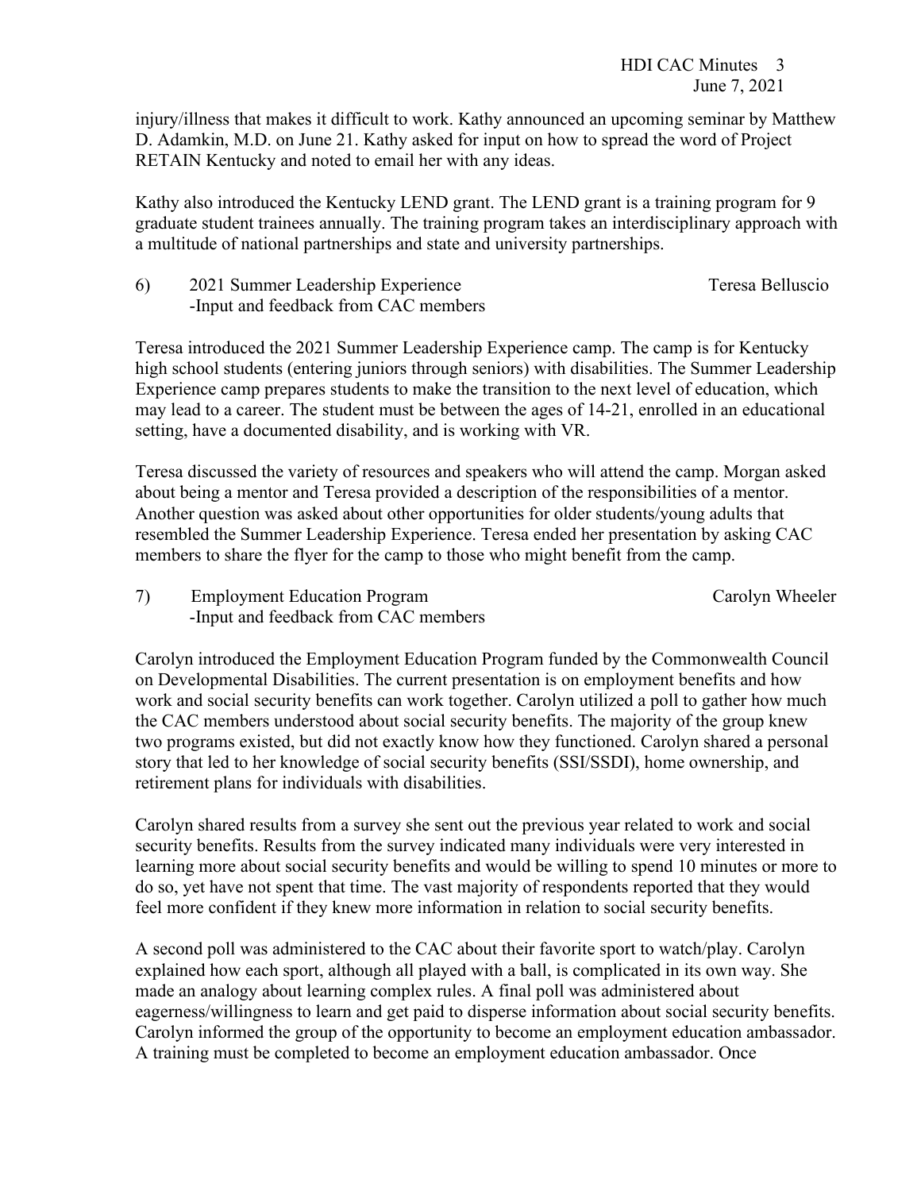injury/illness that makes it difficult to work. Kathy announced an upcoming seminar by Matthew D. Adamkin, M.D. on June 21. Kathy asked for input on how to spread the word of Project RETAIN Kentucky and noted to email her with any ideas.

Kathy also introduced the Kentucky LEND grant. The LEND grant is a training program for 9 graduate student trainees annually. The training program takes an interdisciplinary approach with a multitude of national partnerships and state and university partnerships.

6) 2021 Summer Leadership Experience — Teresa Belluscio
   -Input and feedback from CAC members

Teresa introduced the 2021 Summer Leadership Experience camp. The camp is for Kentucky high school students (entering juniors through seniors) with disabilities. The Summer Leadership Experience camp prepares students to make the transition to the next level of education, which may lead to a career. The student must be between the ages of 14-21, enrolled in an educational setting, have a documented disability, and is working with VR.

Teresa discussed the variety of resources and speakers who will attend the camp. Morgan asked about being a mentor and Teresa provided a description of the responsibilities of a mentor. Another question was asked about other opportunities for older students/young adults that resembled the Summer Leadership Experience. Teresa ended her presentation by asking CAC members to share the flyer for the camp to those who might benefit from the camp.

7) Employment Education Program — Carolyn Wheeler
   -Input and feedback from CAC members

Carolyn introduced the Employment Education Program funded by the Commonwealth Council on Developmental Disabilities. The current presentation is on employment benefits and how work and social security benefits can work together. Carolyn utilized a poll to gather how much the CAC members understood about social security benefits. The majority of the group knew two programs existed, but did not exactly know how they functioned. Carolyn shared a personal story that led to her knowledge of social security benefits (SSI/SSDI), home ownership, and retirement plans for individuals with disabilities.

Carolyn shared results from a survey she sent out the previous year related to work and social security benefits. Results from the survey indicated many individuals were very interested in learning more about social security benefits and would be willing to spend 10 minutes or more to do so, yet have not spent that time. The vast majority of respondents reported that they would feel more confident if they knew more information in relation to social security benefits.

A second poll was administered to the CAC about their favorite sport to watch/play. Carolyn explained how each sport, although all played with a ball, is complicated in its own way. She made an analogy about learning complex rules. A final poll was administered about eagerness/willingness to learn and get paid to disperse information about social security benefits. Carolyn informed the group of the opportunity to become an employment education ambassador. A training must be completed to become an employment education ambassador. Once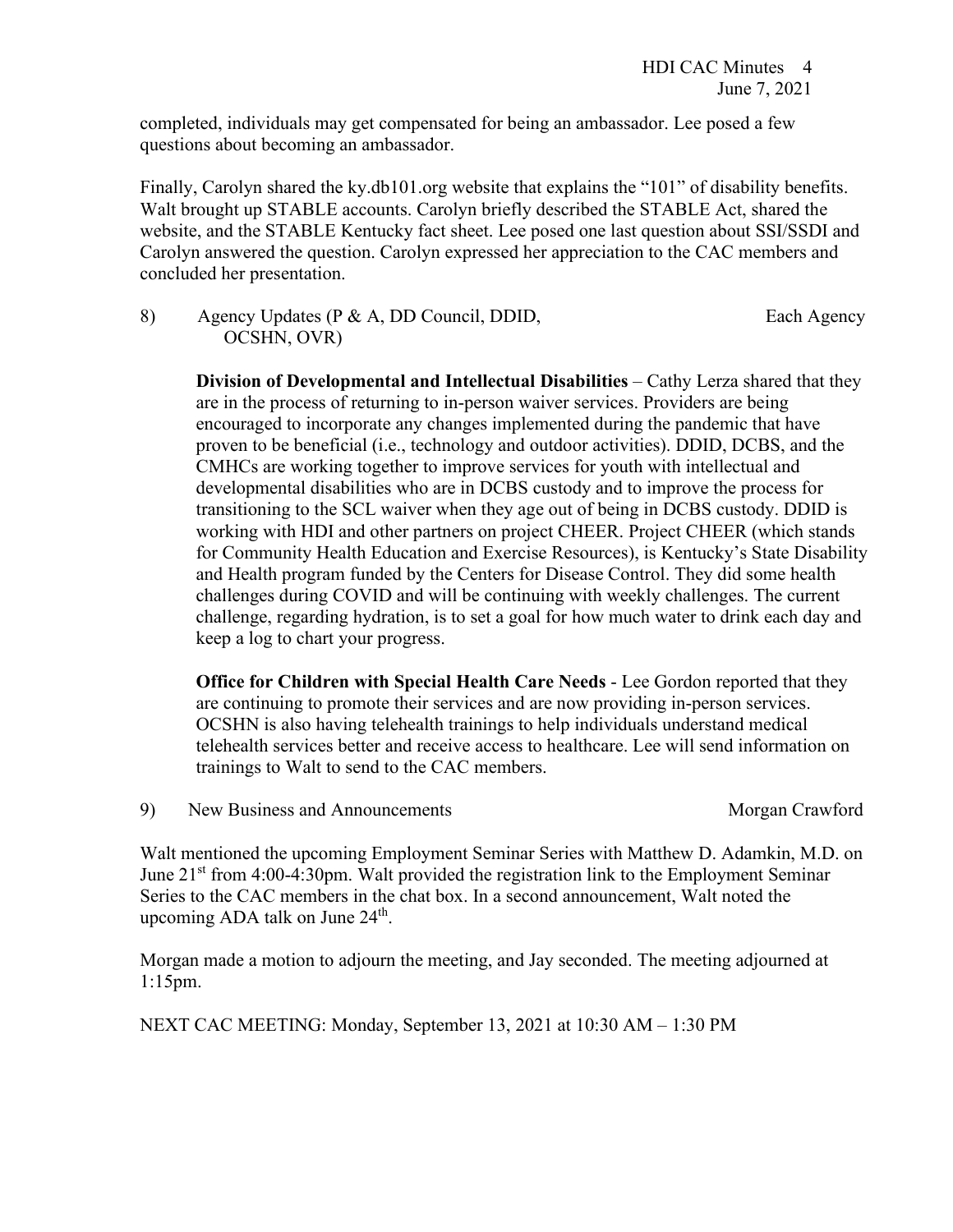completed, individuals may get compensated for being an ambassador. Lee posed a few questions about becoming an ambassador.

Finally, Carolyn shared the ky.db101.org website that explains the "101" of disability benefits. Walt brought up STABLE accounts. Carolyn briefly described the STABLE Act, shared the website, and the STABLE Kentucky fact sheet. Lee posed one last question about SSI/SSDI and Carolyn answered the question. Carolyn expressed her appreciation to the CAC members and concluded her presentation.

8) Agency Updates (P & A, DD Council, DDID, OCSHN, OVR) — Each Agency

**Division of Developmental and Intellectual Disabilities** – Cathy Lerza shared that they are in the process of returning to in-person waiver services. Providers are being encouraged to incorporate any changes implemented during the pandemic that have proven to be beneficial (i.e., technology and outdoor activities). DDID, DCBS, and the CMHCs are working together to improve services for youth with intellectual and developmental disabilities who are in DCBS custody and to improve the process for transitioning to the SCL waiver when they age out of being in DCBS custody. DDID is working with HDI and other partners on project CHEER. Project CHEER (which stands for Community Health Education and Exercise Resources), is Kentucky's State Disability and Health program funded by the Centers for Disease Control. They did some health challenges during COVID and will be continuing with weekly challenges. The current challenge, regarding hydration, is to set a goal for how much water to drink each day and keep a log to chart your progress.

**Office for Children with Special Health Care Needs** - Lee Gordon reported that they are continuing to promote their services and are now providing in-person services. OCSHN is also having telehealth trainings to help individuals understand medical telehealth services better and receive access to healthcare. Lee will send information on trainings to Walt to send to the CAC members.

9) New Business and Announcements — Morgan Crawford

Walt mentioned the upcoming Employment Seminar Series with Matthew D. Adamkin, M.D. on June 21st from 4:00-4:30pm. Walt provided the registration link to the Employment Seminar Series to the CAC members in the chat box. In a second announcement, Walt noted the upcoming ADA talk on June 24th.

Morgan made a motion to adjourn the meeting, and Jay seconded. The meeting adjourned at 1:15pm.

NEXT CAC MEETING: Monday, September 13, 2021 at 10:30 AM – 1:30 PM